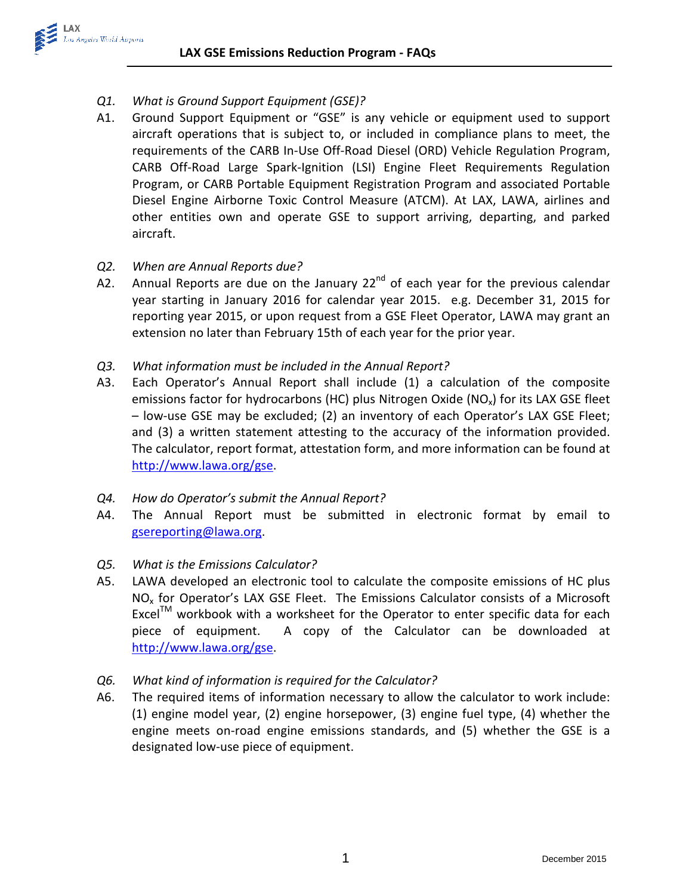# LAX GSE Emissions Reduction Program - FAQs

*Q1. What is Ground Support Equipment (GSE)?*

A1. Ground Support Equipment or "GSE" is any vehicle or equipment used to support aircraft operations that is subject to, or included in compliance plans to meet, the requirements of the CARB In-Use Off-Road Diesel (ORD) Vehicle Regulation Program, CARB Off-Road Large Spark-Ignition (LSI) Engine Fleet Requirements Regulation Program, or CARB Portable Equipment Registration Program and associated Portable Diesel Engine Airborne Toxic Control Measure (ATCM). At LAX, LAWA, airlines and other entities own and operate GSE to support arriving, departing, and parked aircraft.

*Q2. When are Annual Reports due?*

A2. Annual Reports are due on the January 22nd of each year for the previous calendar year starting in January 2016 for calendar year 2015. e.g. December 31, 2015 for reporting year 2015, or upon request from a GSE Fleet Operator, LAWA may grant an extension no later than February 15th of each year for the prior year.

*Q3. What information must be included in the Annual Report?*

A3. Each Operator's Annual Report shall include (1) a calculation of the composite emissions factor for hydrocarbons (HC) plus Nitrogen Oxide ($NO_x$) for its LAX GSE fleet – low-use GSE may be excluded; (2) an inventory of each Operator's LAX GSE Fleet; and (3) a written statement attesting to the accuracy of the information provided. The calculator, report format, attestation form, and more information can be found at http://www.lawa.org/gse.

*Q4. How do Operator's submit the Annual Report?*

A4. The Annual Report must be submitted in electronic format by email to gsereporting@lawa.org.

*Q5. What is the Emissions Calculator?*

A5. LAWA developed an electronic tool to calculate the composite emissions of HC plus $NO_x$ for Operator's LAX GSE Fleet. The Emissions Calculator consists of a Microsoft Excel™ workbook with a worksheet for the Operator to enter specific data for each piece of equipment. A copy of the Calculator can be downloaded at http://www.lawa.org/gse.

*Q6. What kind of information is required for the Calculator?*

A6. The required items of information necessary to allow the calculator to work include: (1) engine model year, (2) engine horsepower, (3) engine fuel type, (4) whether the engine meets on-road engine emissions standards, and (5) whether the GSE is a designated low-use piece of equipment.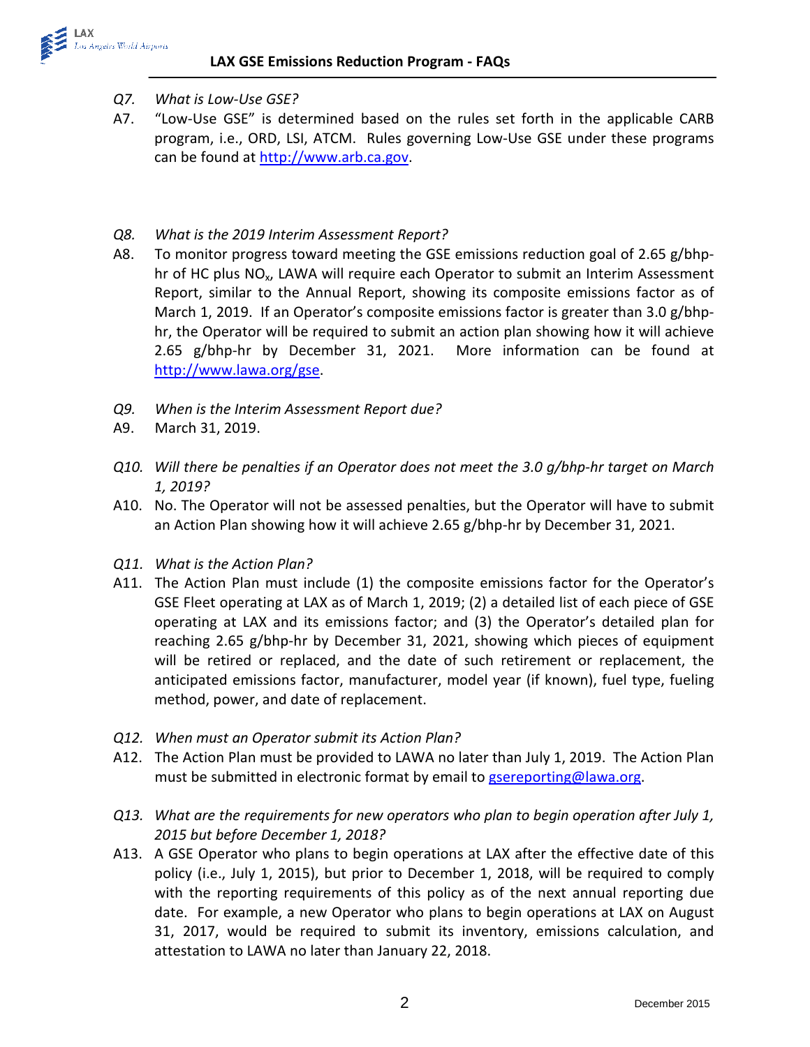*Q7. What is Low-Use GSE?*

A7. "Low-Use GSE" is determined based on the rules set forth in the applicable CARB program, i.e., ORD, LSI, ATCM. Rules governing Low-Use GSE under these programs can be found at http://www.arb.ca.gov.

*Q8. What is the 2019 Interim Assessment Report?*

A8. To monitor progress toward meeting the GSE emissions reduction goal of 2.65 g/bhp-hr of HC plus $NO_x$, LAWA will require each Operator to submit an Interim Assessment Report, similar to the Annual Report, showing its composite emissions factor as of March 1, 2019. If an Operator's composite emissions factor is greater than 3.0 g/bhp-hr, the Operator will be required to submit an action plan showing how it will achieve 2.65 g/bhp-hr by December 31, 2021. More information can be found at http://www.lawa.org/gse.

*Q9. When is the Interim Assessment Report due?*

A9. March 31, 2019.

*Q10. Will there be penalties if an Operator does not meet the 3.0 g/bhp-hr target on March 1, 2019?*

A10. No. The Operator will not be assessed penalties, but the Operator will have to submit an Action Plan showing how it will achieve 2.65 g/bhp-hr by December 31, 2021.

*Q11. What is the Action Plan?*

A11. The Action Plan must include (1) the composite emissions factor for the Operator's GSE Fleet operating at LAX as of March 1, 2019; (2) a detailed list of each piece of GSE operating at LAX and its emissions factor; and (3) the Operator's detailed plan for reaching 2.65 g/bhp-hr by December 31, 2021, showing which pieces of equipment will be retired or replaced, and the date of such retirement or replacement, the anticipated emissions factor, manufacturer, model year (if known), fuel type, fueling method, power, and date of replacement.

*Q12. When must an Operator submit its Action Plan?*

A12. The Action Plan must be provided to LAWA no later than July 1, 2019. The Action Plan must be submitted in electronic format by email to gsereporting@lawa.org.

*Q13. What are the requirements for new operators who plan to begin operation after July 1, 2015 but before December 1, 2018?*

A13. A GSE Operator who plans to begin operations at LAX after the effective date of this policy (i.e., July 1, 2015), but prior to December 1, 2018, will be required to comply with the reporting requirements of this policy as of the next annual reporting due date. For example, a new Operator who plans to begin operations at LAX on August 31, 2017, would be required to submit its inventory, emissions calculation, and attestation to LAWA no later than January 22, 2018.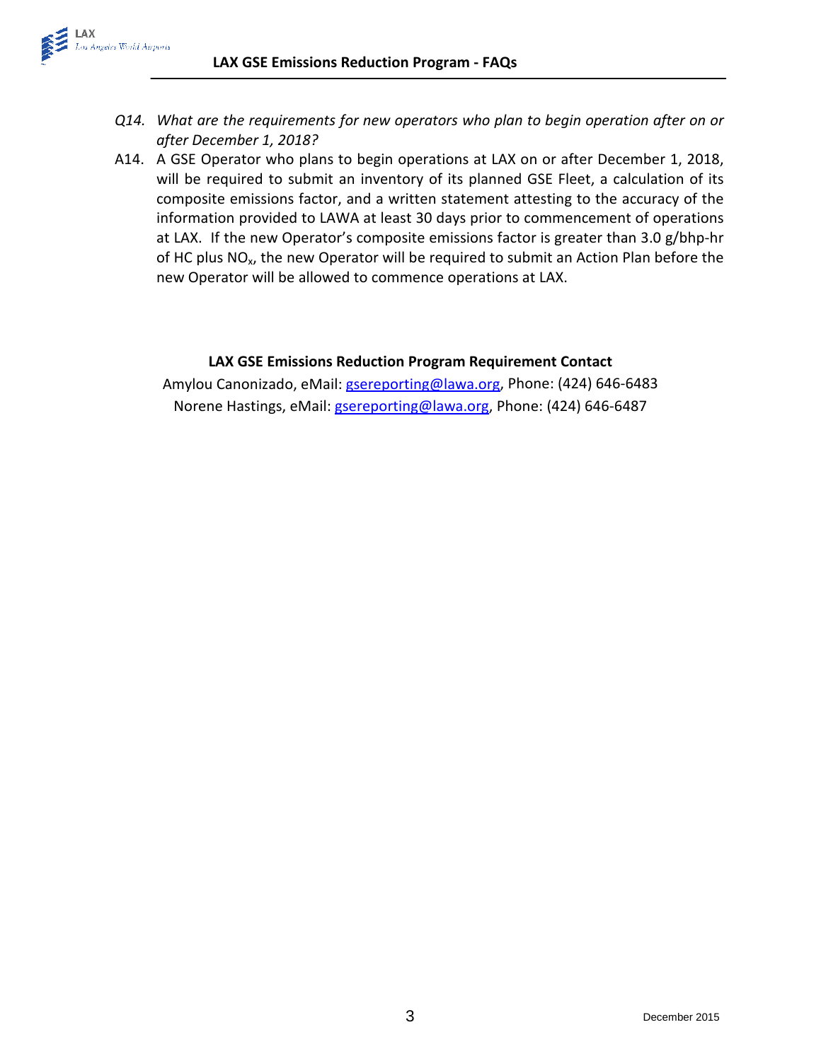*Q14. What are the requirements for new operators who plan to begin operation after on or after December 1, 2018?*

A14. A GSE Operator who plans to begin operations at LAX on or after December 1, 2018, will be required to submit an inventory of its planned GSE Fleet, a calculation of its composite emissions factor, and a written statement attesting to the accuracy of the information provided to LAWA at least 30 days prior to commencement of operations at LAX. If the new Operator's composite emissions factor is greater than 3.0 g/bhp-hr of HC plus $NO_x$, the new Operator will be required to submit an Action Plan before the new Operator will be allowed to commence operations at LAX.

**LAX GSE Emissions Reduction Program Requirement Contact**

Amylou Canonizado, eMail: gsereporting@lawa.org, Phone: (424) 646-6483

Norene Hastings, eMail: gsereporting@lawa.org, Phone: (424) 646-6487